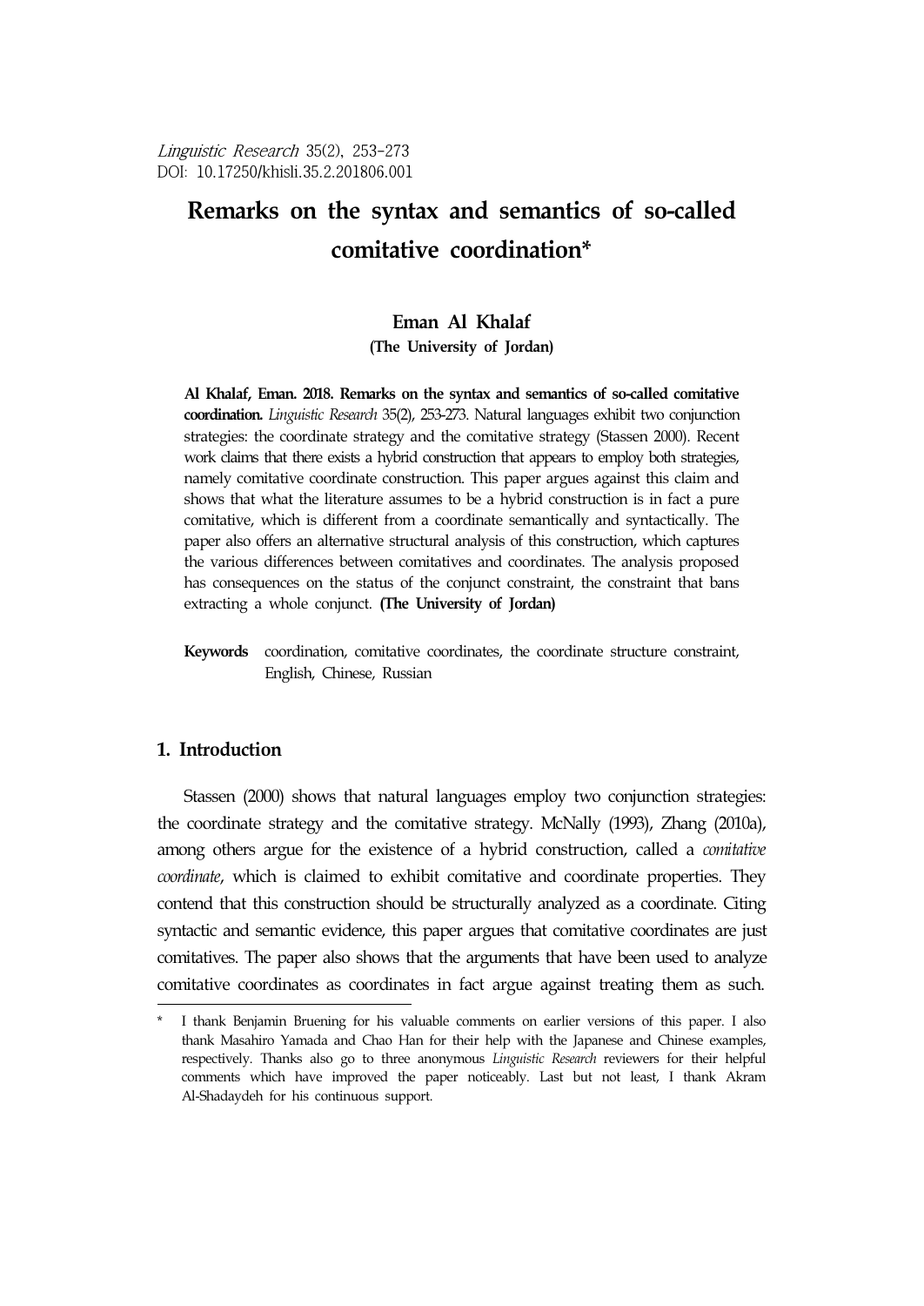# Remarks on the syntax and semantics of so-called comitative coordination*

**Eman Al Khalaf**
**(The University of Jordan)**

**Al Khalaf, Eman. 2018. Remarks on the syntax and semantics of so-called comitative coordination.** *Linguistic Research* 35(2), 253-273. Natural languages exhibit two conjunction strategies: the coordinate strategy and the comitative strategy (Stassen 2000). Recent work claims that there exists a hybrid construction that appears to employ both strategies, namely comitative coordinate construction. This paper argues against this claim and shows that what the literature assumes to be a hybrid construction is in fact a pure comitative, which is different from a coordinate semantically and syntactically. The paper also offers an alternative structural analysis of this construction, which captures the various differences between comitatives and coordinates. The analysis proposed has consequences on the status of the conjunct constraint, the constraint that bans extracting a whole conjunct. **(The University of Jordan)**

**Keywords** coordination, comitative coordinates, the coordinate structure constraint, English, Chinese, Russian

## 1. Introduction

Stassen (2000) shows that natural languages employ two conjunction strategies: the coordinate strategy and the comitative strategy. McNally (1993), Zhang (2010a), among others argue for the existence of a hybrid construction, called a *comitative coordinate*, which is claimed to exhibit comitative and coordinate properties. They contend that this construction should be structurally analyzed as a coordinate. Citing syntactic and semantic evidence, this paper argues that comitative coordinates are just comitatives. The paper also shows that the arguments that have been used to analyze comitative coordinates as coordinates in fact argue against treating them as such.

\* I thank Benjamin Bruening for his valuable comments on earlier versions of this paper. I also thank Masahiro Yamada and Chao Han for their help with the Japanese and Chinese examples, respectively. Thanks also go to three anonymous *Linguistic Research* reviewers for their helpful comments which have improved the paper noticeably. Last but not least, I thank Akram Al-Shadaydeh for his continuous support.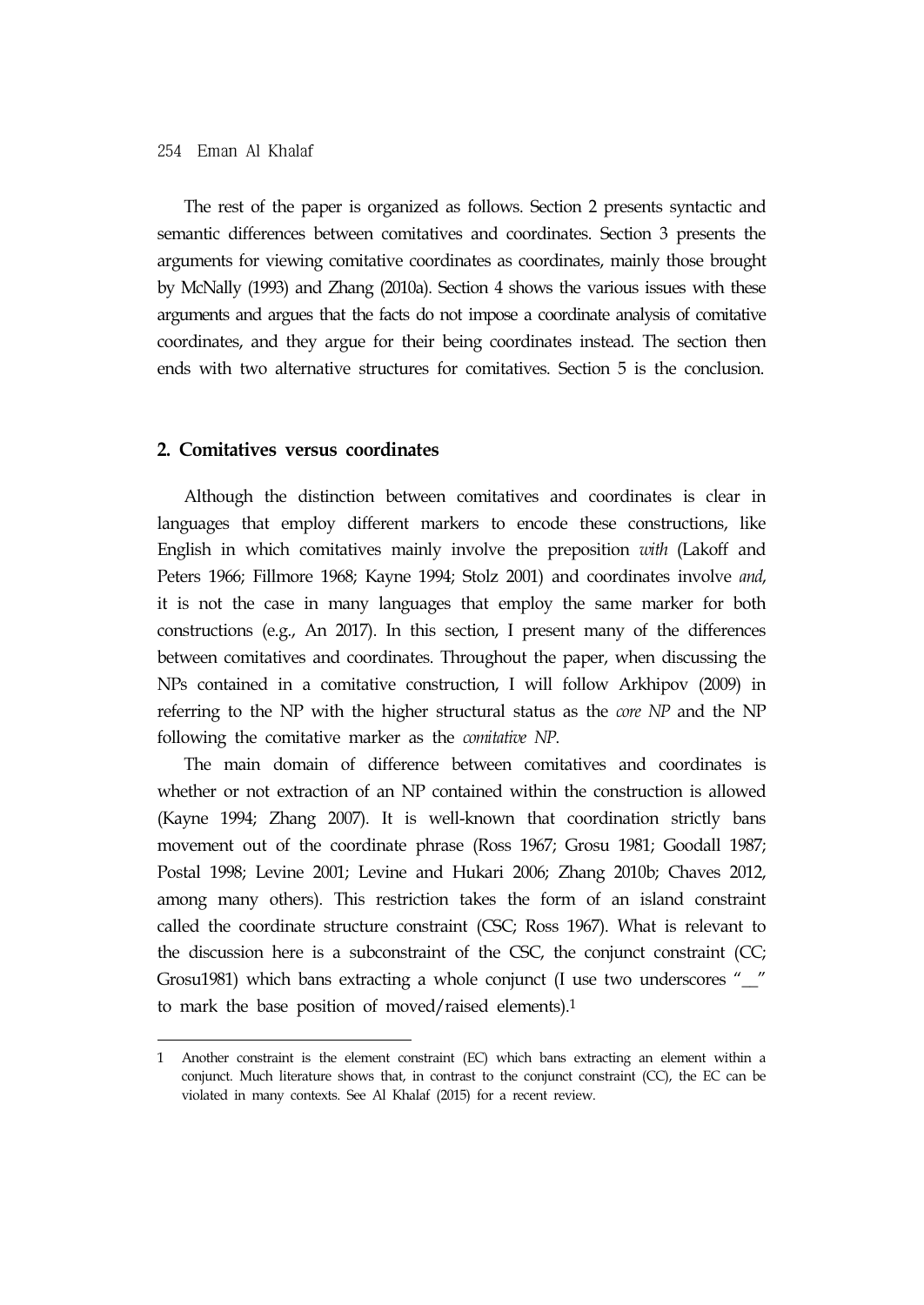The rest of the paper is organized as follows. Section 2 presents syntactic and semantic differences between comitatives and coordinates. Section 3 presents the arguments for viewing comitative coordinates as coordinates, mainly those brought by McNally (1993) and Zhang (2010a). Section 4 shows the various issues with these arguments and argues that the facts do not impose a coordinate analysis of comitative coordinates, and they argue for their being coordinates instead. The section then ends with two alternative structures for comitatives. Section 5 is the conclusion.

## 2. Comitatives versus coordinates

Although the distinction between comitatives and coordinates is clear in languages that employ different markers to encode these constructions, like English in which comitatives mainly involve the preposition *with* (Lakoff and Peters 1966; Fillmore 1968; Kayne 1994; Stolz 2001) and coordinates involve *and*, it is not the case in many languages that employ the same marker for both constructions (e.g., An 2017). In this section, I present many of the differences between comitatives and coordinates. Throughout the paper, when discussing the NPs contained in a comitative construction, I will follow Arkhipov (2009) in referring to the NP with the higher structural status as the *core NP* and the NP following the comitative marker as the *comitative NP*.

The main domain of difference between comitatives and coordinates is whether or not extraction of an NP contained within the construction is allowed (Kayne 1994; Zhang 2007). It is well-known that coordination strictly bans movement out of the coordinate phrase (Ross 1967; Grosu 1981; Goodall 1987; Postal 1998; Levine 2001; Levine and Hukari 2006; Zhang 2010b; Chaves 2012, among many others). This restriction takes the form of an island constraint called the coordinate structure constraint (CSC; Ross 1967). What is relevant to the discussion here is a subconstraint of the CSC, the conjunct constraint (CC; Grosu1981) which bans extracting a whole conjunct (I use two underscores "__" to mark the base position of moved/raised elements).[1]

---

[1] Another constraint is the element constraint (EC) which bans extracting an element within a conjunct. Much literature shows that, in contrast to the conjunct constraint (CC), the EC can be violated in many contexts. See Al Khalaf (2015) for a recent review.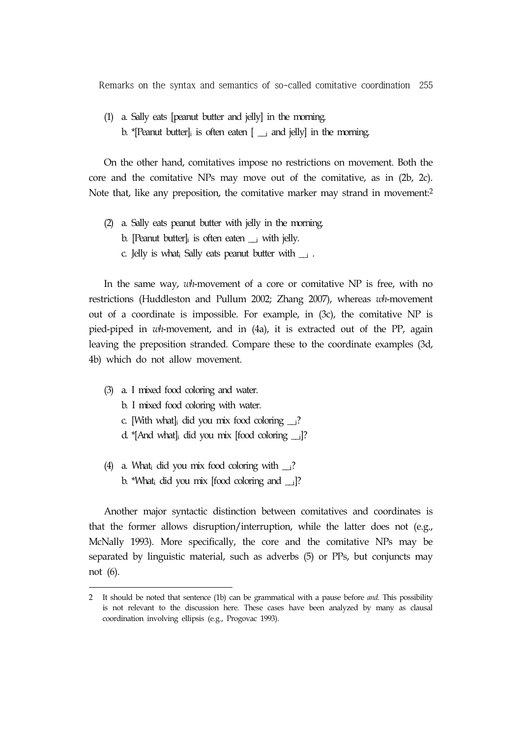(1) a. Sally eats [peanut butter and jelly] in the morning.

b. *[Peanut butter]$_i$ is often eaten [ \_\_$_i$ and jelly] in the morning.

On the other hand, comitatives impose no restrictions on movement. Both the core and the comitative NPs may move out of the comitative, as in (2b, 2c). Note that, like any preposition, the comitative marker may strand in movement:[2]

(2) a. Sally eats peanut butter with jelly in the morning.

b. [Peanut butter]$_i$ is often eaten \_\_$_i$ with jelly.

c. Jelly is what$_i$ Sally eats peanut butter with \_\_$_i$ .

In the same way, *wh*-movement of a core or comitative NP is free, with no restrictions (Huddleston and Pullum 2002; Zhang 2007), whereas *wh*-movement out of a coordinate is impossible. For example, in (3c), the comitative NP is pied-piped in *wh*-movement, and in (4a), it is extracted out of the PP, again leaving the preposition stranded. Compare these to the coordinate examples (3d, 4b) which do not allow movement.

(3) a. I mixed food coloring and water.

b. I mixed food coloring with water.

c. [With what]$_i$ did you mix food coloring \_\_$_i$?

d. *[And what]$_i$ did you mix [food coloring \_\_$_i$]?

(4) a. What$_i$ did you mix food coloring with \_\_$_i$?

b. *What$_i$ did you mix [food coloring and \_\_$_i$]?

Another major syntactic distinction between comitatives and coordinates is that the former allows disruption/interruption, while the latter does not (e.g., McNally 1993). More specifically, the core and the comitative NPs may be separated by linguistic material, such as adverbs (5) or PPs, but conjuncts may not (6).

---

2 It should be noted that sentence (1b) can be grammatical with a pause before *and*. This possibility is not relevant to the discussion here. These cases have been analyzed by many as clausal coordination involving ellipsis (e.g., Progovac 1993).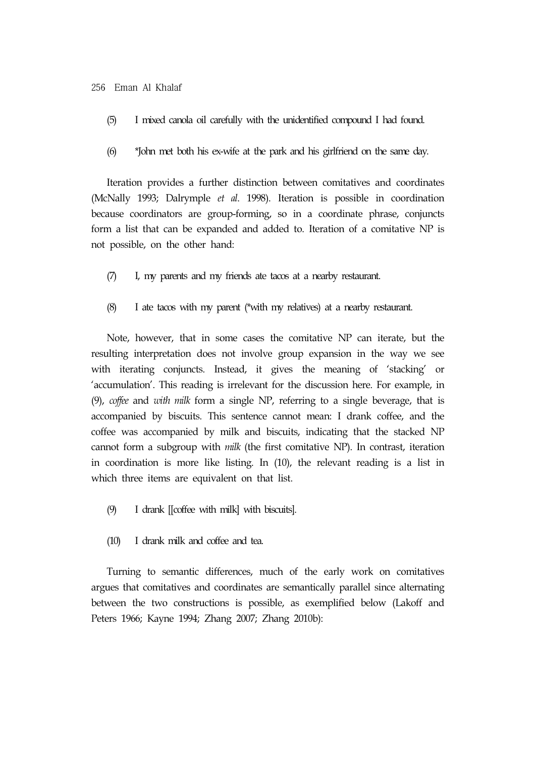(5) I mixed canola oil carefully with the unidentified compound I had found.

(6) *John met both his ex-wife at the park and his girlfriend on the same day.

Iteration provides a further distinction between comitatives and coordinates (McNally 1993; Dalrymple *et al.* 1998). Iteration is possible in coordination because coordinators are group-forming, so in a coordinate phrase, conjuncts form a list that can be expanded and added to. Iteration of a comitative NP is not possible, on the other hand:

(7) I, my parents and my friends ate tacos at a nearby restaurant.

(8) I ate tacos with my parent (*with my relatives) at a nearby restaurant.

Note, however, that in some cases the comitative NP can iterate, but the resulting interpretation does not involve group expansion in the way we see with iterating conjuncts. Instead, it gives the meaning of 'stacking' or 'accumulation'. This reading is irrelevant for the discussion here. For example, in (9), *coffee* and *with milk* form a single NP, referring to a single beverage, that is accompanied by biscuits. This sentence cannot mean: I drank coffee, and the coffee was accompanied by milk and biscuits, indicating that the stacked NP cannot form a subgroup with *milk* (the first comitative NP). In contrast, iteration in coordination is more like listing. In (10), the relevant reading is a list in which three items are equivalent on that list.

(9) I drank [[coffee with milk] with biscuits].

(10) I drank milk and coffee and tea.

Turning to semantic differences, much of the early work on comitatives argues that comitatives and coordinates are semantically parallel since alternating between the two constructions is possible, as exemplified below (Lakoff and Peters 1966; Kayne 1994; Zhang 2007; Zhang 2010b):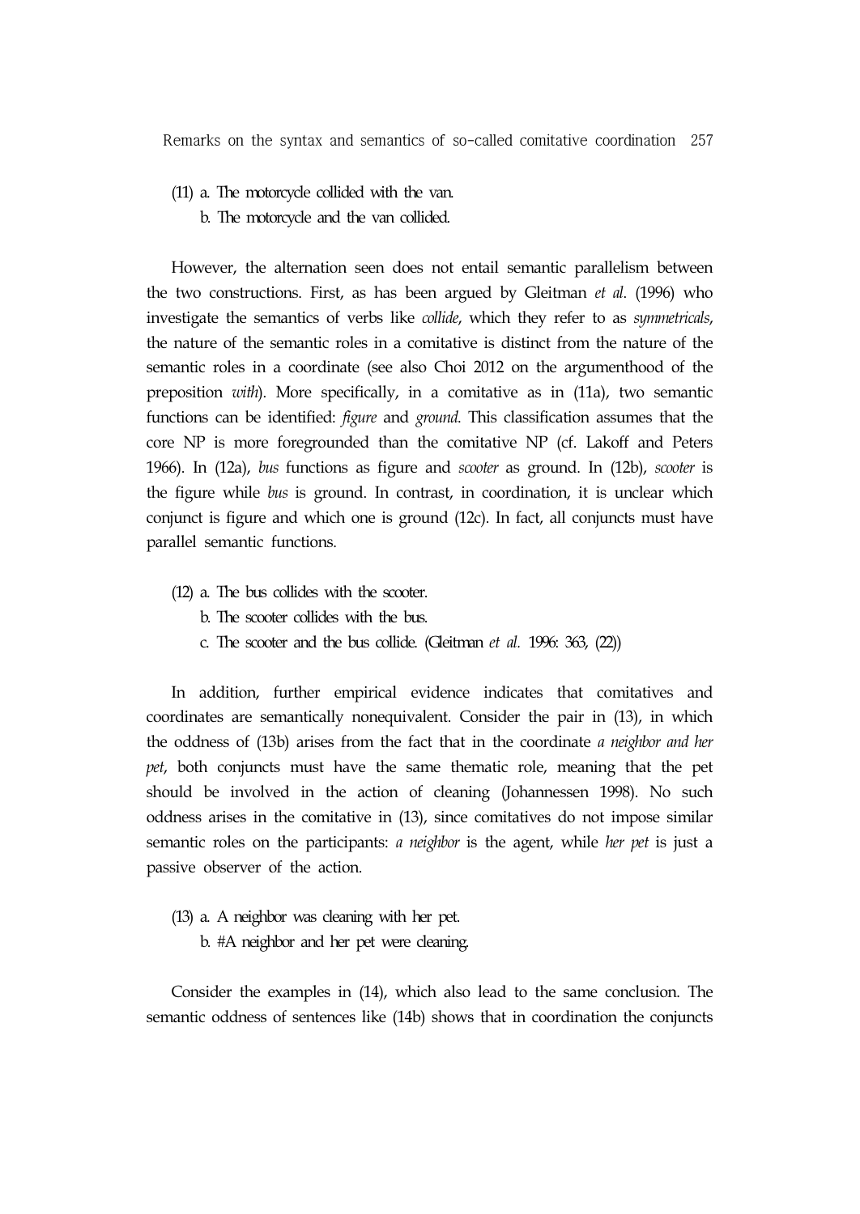(11) a. The motorcycle collided with the van.
    b. The motorcycle and the van collided.

However, the alternation seen does not entail semantic parallelism between the two constructions. First, as has been argued by Gleitman *et al*. (1996) who investigate the semantics of verbs like *collide*, which they refer to as *symmetricals*, the nature of the semantic roles in a comitative is distinct from the nature of the semantic roles in a coordinate (see also Choi 2012 on the argumenthood of the preposition *with*). More specifically, in a comitative as in (11a), two semantic functions can be identified: *figure* and *ground*. This classification assumes that the core NP is more foregrounded than the comitative NP (cf. Lakoff and Peters 1966). In (12a), *bus* functions as figure and *scooter* as ground. In (12b), *scooter* is the figure while *bus* is ground. In contrast, in coordination, it is unclear which conjunct is figure and which one is ground (12c). In fact, all conjuncts must have parallel semantic functions.

(12) a. The bus collides with the scooter.
    b. The scooter collides with the bus.
    c. The scooter and the bus collide. (Gleitman *et al.* 1996: 363, (22))

In addition, further empirical evidence indicates that comitatives and coordinates are semantically nonequivalent. Consider the pair in (13), in which the oddness of (13b) arises from the fact that in the coordinate *a neighbor and her pet*, both conjuncts must have the same thematic role, meaning that the pet should be involved in the action of cleaning (Johannessen 1998). No such oddness arises in the comitative in (13), since comitatives do not impose similar semantic roles on the participants: *a neighbor* is the agent, while *her pet* is just a passive observer of the action.

(13) a. A neighbor was cleaning with her pet.
    b. #A neighbor and her pet were cleaning.

Consider the examples in (14), which also lead to the same conclusion. The semantic oddness of sentences like (14b) shows that in coordination the conjuncts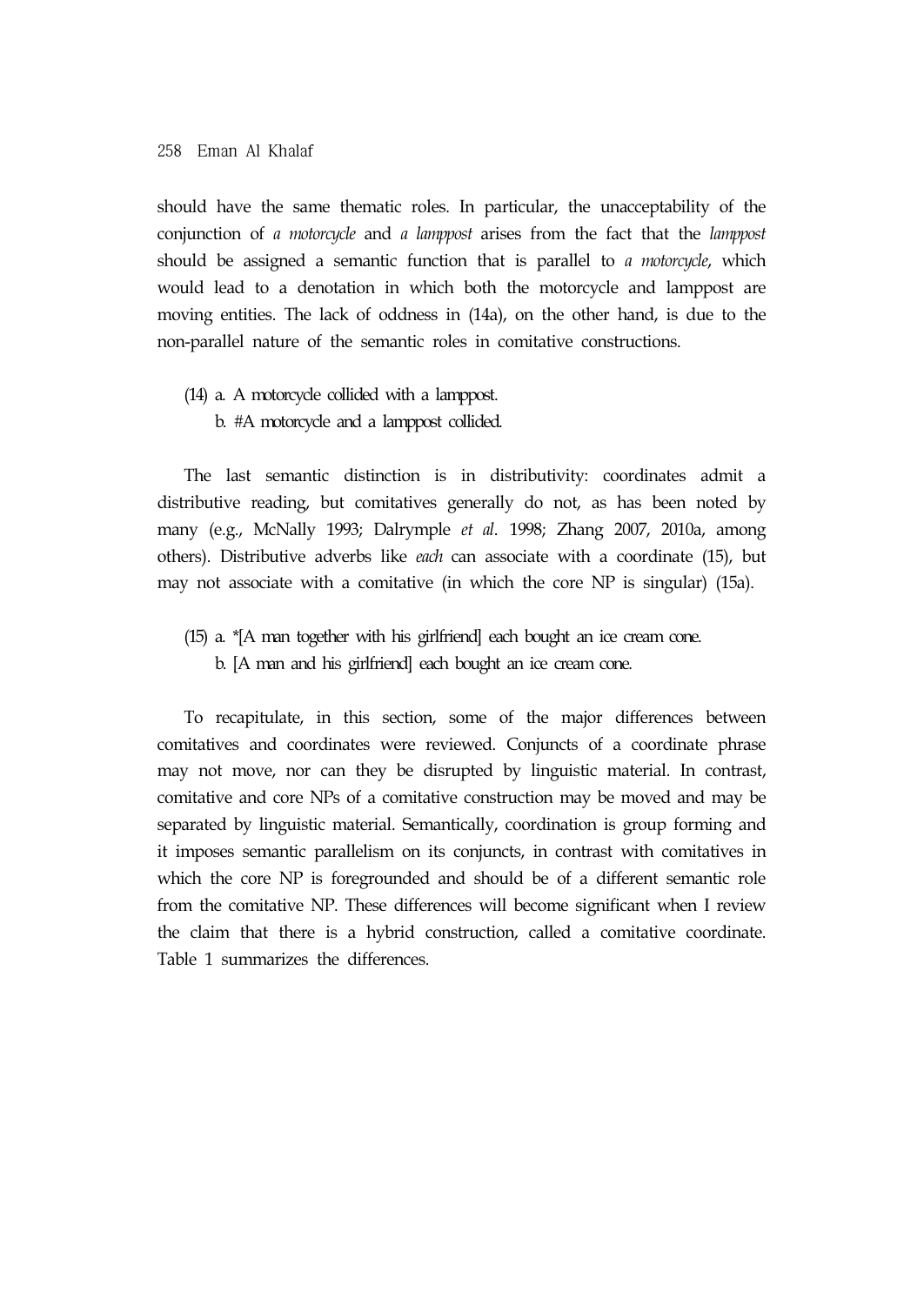should have the same thematic roles. In particular, the unacceptability of the conjunction of *a motorcycle* and *a lamppost* arises from the fact that the *lamppost* should be assigned a semantic function that is parallel to *a motorcycle*, which would lead to a denotation in which both the motorcycle and lamppost are moving entities. The lack of oddness in (14a), on the other hand, is due to the non-parallel nature of the semantic roles in comitative constructions.

(14) a. A motorcycle collided with a lamppost.
     b. #A motorcycle and a lamppost collided.

The last semantic distinction is in distributivity: coordinates admit a distributive reading, but comitatives generally do not, as has been noted by many (e.g., McNally 1993; Dalrymple *et al*. 1998; Zhang 2007, 2010a, among others). Distributive adverbs like *each* can associate with a coordinate (15), but may not associate with a comitative (in which the core NP is singular) (15a).

(15) a. *[A man together with his girlfriend] each bought an ice cream cone.
     b. [A man and his girlfriend] each bought an ice cream cone.

To recapitulate, in this section, some of the major differences between comitatives and coordinates were reviewed. Conjuncts of a coordinate phrase may not move, nor can they be disrupted by linguistic material. In contrast, comitative and core NPs of a comitative construction may be moved and may be separated by linguistic material. Semantically, coordination is group forming and it imposes semantic parallelism on its conjuncts, in contrast with comitatives in which the core NP is foregrounded and should be of a different semantic role from the comitative NP. These differences will become significant when I review the claim that there is a hybrid construction, called a comitative coordinate. Table 1 summarizes the differences.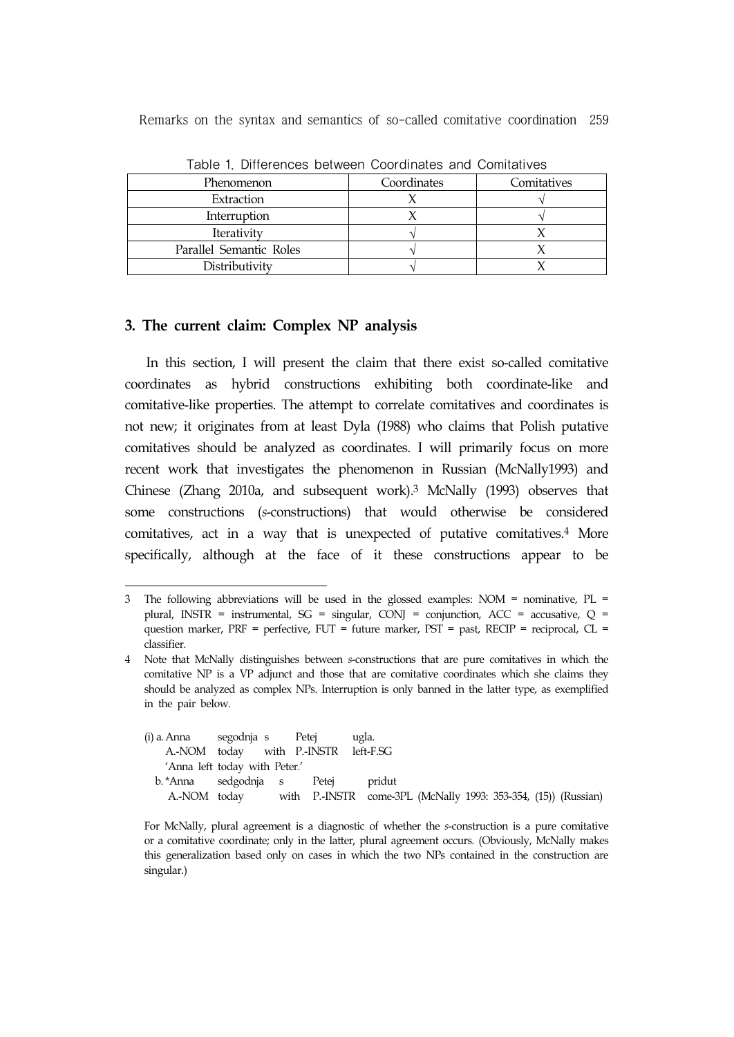Table 1. Differences between Coordinates and Comitatives

| Phenomenon | Coordinates | Comitatives |
|---|---|---|
| Extraction | X | √ |
| Interruption | X | √ |
| Iterativity | √ | X |
| Parallel Semantic Roles | √ | X |
| Distributivity | √ | X |

### 3. The current claim: Complex NP analysis

In this section, I will present the claim that there exist so-called comitative coordinates as hybrid constructions exhibiting both coordinate-like and comitative-like properties. The attempt to correlate comitatives and coordinates is not new; it originates from at least Dyla (1988) who claims that Polish putative comitatives should be analyzed as coordinates. I will primarily focus on more recent work that investigates the phenomenon in Russian (McNally1993) and Chinese (Zhang 2010a, and subsequent work).[3] McNally (1993) observes that some constructions (*s*-constructions) that would otherwise be considered comitatives, act in a way that is unexpected of putative comitatives.[4] More specifically, although at the face of it these constructions appear to be

---

3 The following abbreviations will be used in the glossed examples: NOM = nominative, PL = plural, INSTR = instrumental, SG = singular, CONJ = conjunction, ACC = accusative, Q = question marker, PRF = perfective, FUT = future marker, PST = past, RECIP = reciprocal, CL = classifier.

4 Note that McNally distinguishes between *s*-constructions that are pure comitatives in which the comitative NP is a VP adjunct and those that are comitative coordinates which she claims they should be analyzed as complex NPs. Interruption is only banned in the latter type, as exemplified in the pair below.

(i) a. Anna segodnja s Petej ugla.
   A.-NOM today with P.-INSTR left-F.SG
   'Anna left today with Peter.'
  b. *Anna sedgodnja s Petej pridut
   A.-NOM today with P.-INSTR come-3PL (McNally 1993: 353-354, (15)) (Russian)

For McNally, plural agreement is a diagnostic of whether the *s*-construction is a pure comitative or a comitative coordinate; only in the latter, plural agreement occurs. (Obviously, McNally makes this generalization based only on cases in which the two NPs contained in the construction are singular.)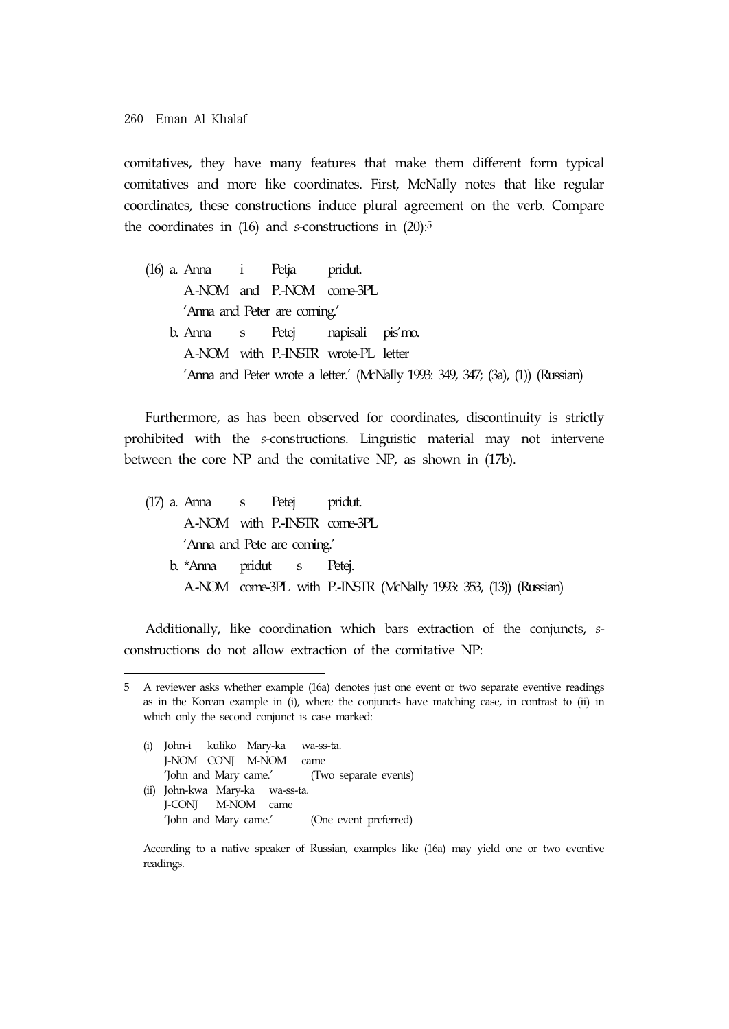comitatives, they have many features that make them different form typical comitatives and more like coordinates. First, McNally notes that like regular coordinates, these constructions induce plural agreement on the verb. Compare the coordinates in (16) and *s*-constructions in (20):[5]

(16) a. Anna i Petja pridut.
   A.-NOM and P.-NOM come-3PL
   'Anna and Peter are coming.'
  b. Anna s Petej napisali pis'mo.
   A.-NOM with P.-INSTR wrote-PL letter
   'Anna and Peter wrote a letter.' (McNally 1993: 349, 347; (3a), (1)) (Russian)

Furthermore, as has been observed for coordinates, discontinuity is strictly prohibited with the *s*-constructions. Linguistic material may not intervene between the core NP and the comitative NP, as shown in (17b).

(17) a. Anna s Petej pridut.
   A.-NOM with P.-INSTR come-3PL
   'Anna and Pete are coming.'
  b. *Anna pridut s Petej.
   A.-NOM come-3PL with P.-INSTR (McNally 1993: 353, (13)) (Russian)

Additionally, like coordination which bars extraction of the conjuncts, *s*-constructions do not allow extraction of the comitative NP:

---

5 A reviewer asks whether example (16a) denotes just one event or two separate eventive readings as in the Korean example in (i), where the conjuncts have matching case, in contrast to (ii) in which only the second conjunct is case marked:

(i) John-i kuliko Mary-ka wa-ss-ta.
  J-NOM CONJ M-NOM came
  'John and Mary came.' (Two separate events)
(ii) John-kwa Mary-ka wa-ss-ta.
  J-CONJ M-NOM came
  'John and Mary came.' (One event preferred)

According to a native speaker of Russian, examples like (16a) may yield one or two eventive readings.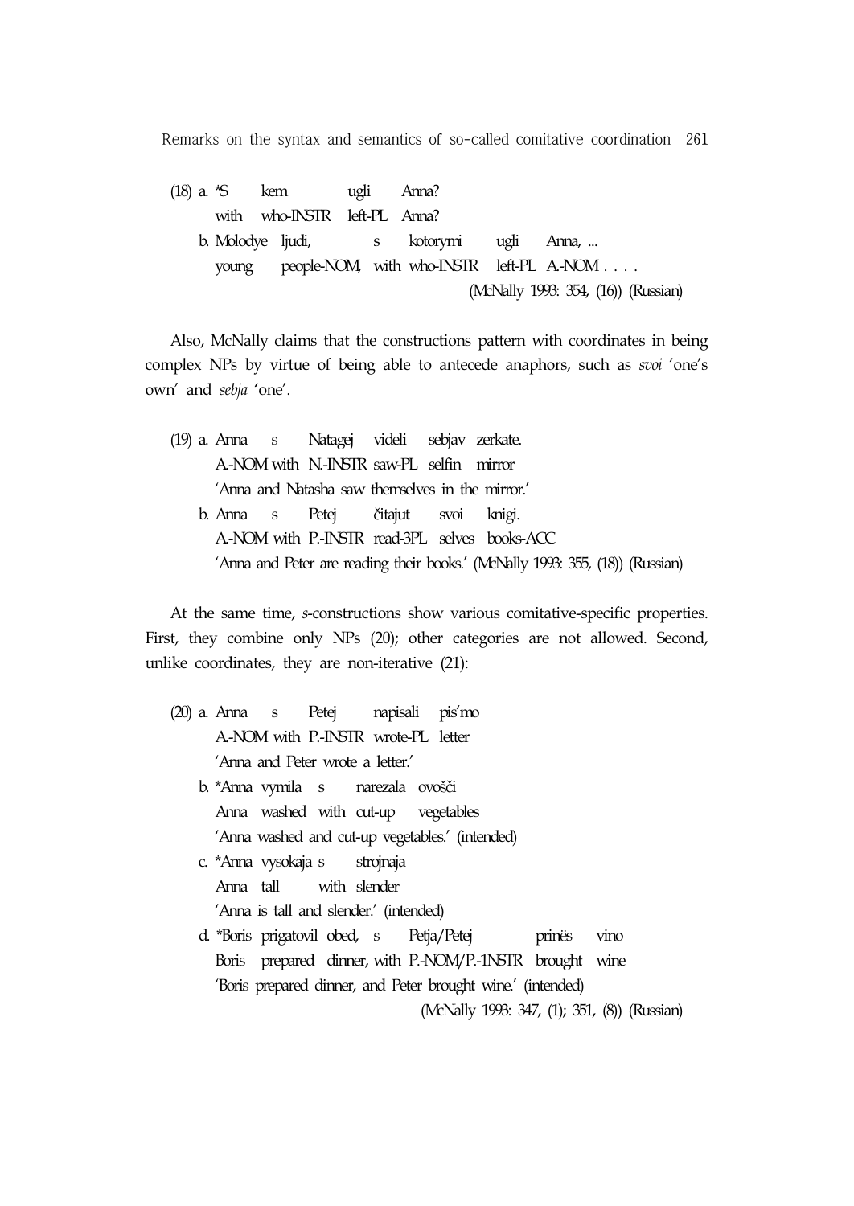(18) a. *S kem ugli Anna?
   with who-INSTR left-PL Anna?

   b. Molodye ljudi, s kotorymi ugli Anna, ...
   young people-NOM, with who-INSTR left-PL A.-NOM . . . .
   (McNally 1993: 354, (16)) (Russian)

Also, McNally claims that the constructions pattern with coordinates in being complex NPs by virtue of being able to antecede anaphors, such as *svoi* 'one's own' and *sebja* 'one'.

(19) a. Anna s Natagej videli sebjav zerkate.
   A.-NOM with N.-INSTR saw-PL selfin mirror
   'Anna and Natasha saw themselves in the mirror.'

   b. Anna s Petej čitajut svoi knigi.
   A.-NOM with P.-INSTR read-3PL selves books-ACC
   'Anna and Peter are reading their books.' (McNally 1993: 355, (18)) (Russian)

At the same time, *s*-constructions show various comitative-specific properties. First, they combine only NPs (20); other categories are not allowed. Second, unlike coordinates, they are non-iterative (21):

(20) a. Anna s Petej napisali pis'mo
   A.-NOM with P.-INSTR wrote-PL letter
   'Anna and Peter wrote a letter.'

   b. *Anna vymila s narezala ovošči
   Anna washed with cut-up vegetables
   'Anna washed and cut-up vegetables.' (intended)

   c. *Anna vysokaja s strojnaja
   Anna tall with slender
   'Anna is tall and slender.' (intended)

   d. *Boris prigatovil obed, s Petja/Petej prinës vino
   Boris prepared dinner, with P.-NOM/P.-1NSTR brought wine
   'Boris prepared dinner, and Peter brought wine.' (intended)
   (McNally 1993: 347, (1); 351, (8)) (Russian)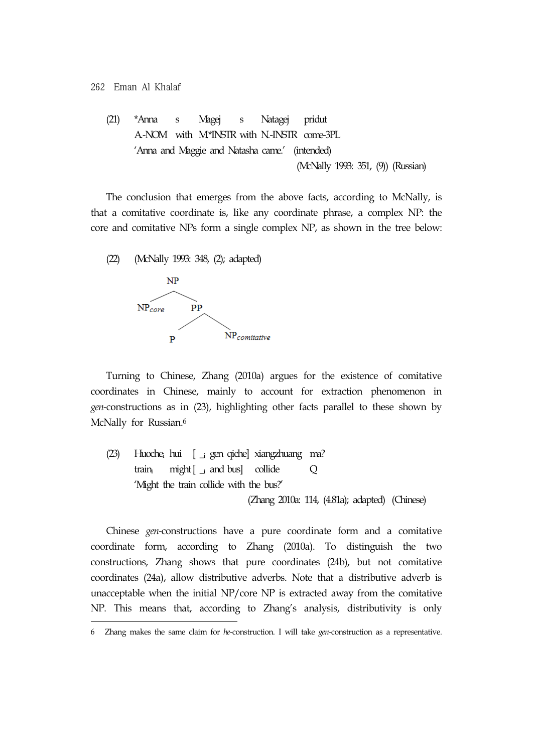(21) *Anna s Magej s Natagej pridut
A-NOM with M*INSTR with N-INSTR come-3PL
'Anna and Maggie and Natasha came.' (intended)
(McNally 1993: 351, (9)) (Russian)

The conclusion that emerges from the above facts, according to McNally, is that a comitative coordinate is, like any coordinate phrase, a complex NP: the core and comitative NPs form a single complex NP, as shown in the tree below:

(22) (McNally 1993: 348, (2); adapted)

```
        NP
       /  \
 NP_core   PP
          /  \
         P    NP_comitative
```

Turning to Chinese, Zhang (2010a) argues for the existence of comitative coordinates in Chinese, mainly to account for extraction phenomenon in *gen*-constructions as in (23), highlighting other facts parallel to these shown by McNally for Russian.[6]

(23) Huoche$_i$ hui [ _$_i$ gen qiche] xiangzhuang ma?
train$_i$ might [ _$_i$ and bus] collide Q
'Might the train collide with the bus?'
(Zhang 2010a: 114, (4.81a); adapted) (Chinese)

Chinese *gen*-constructions have a pure coordinate form and a comitative coordinate form, according to Zhang (2010a). To distinguish the two constructions, Zhang shows that pure coordinates (24b), but not comitative coordinates (24a), allow distributive adverbs. Note that a distributive adverb is unacceptable when the initial NP/core NP is extracted away from the comitative NP. This means that, according to Zhang's analysis, distributivity is only

6 Zhang makes the same claim for *he*-construction. I will take *gen*-construction as a representative.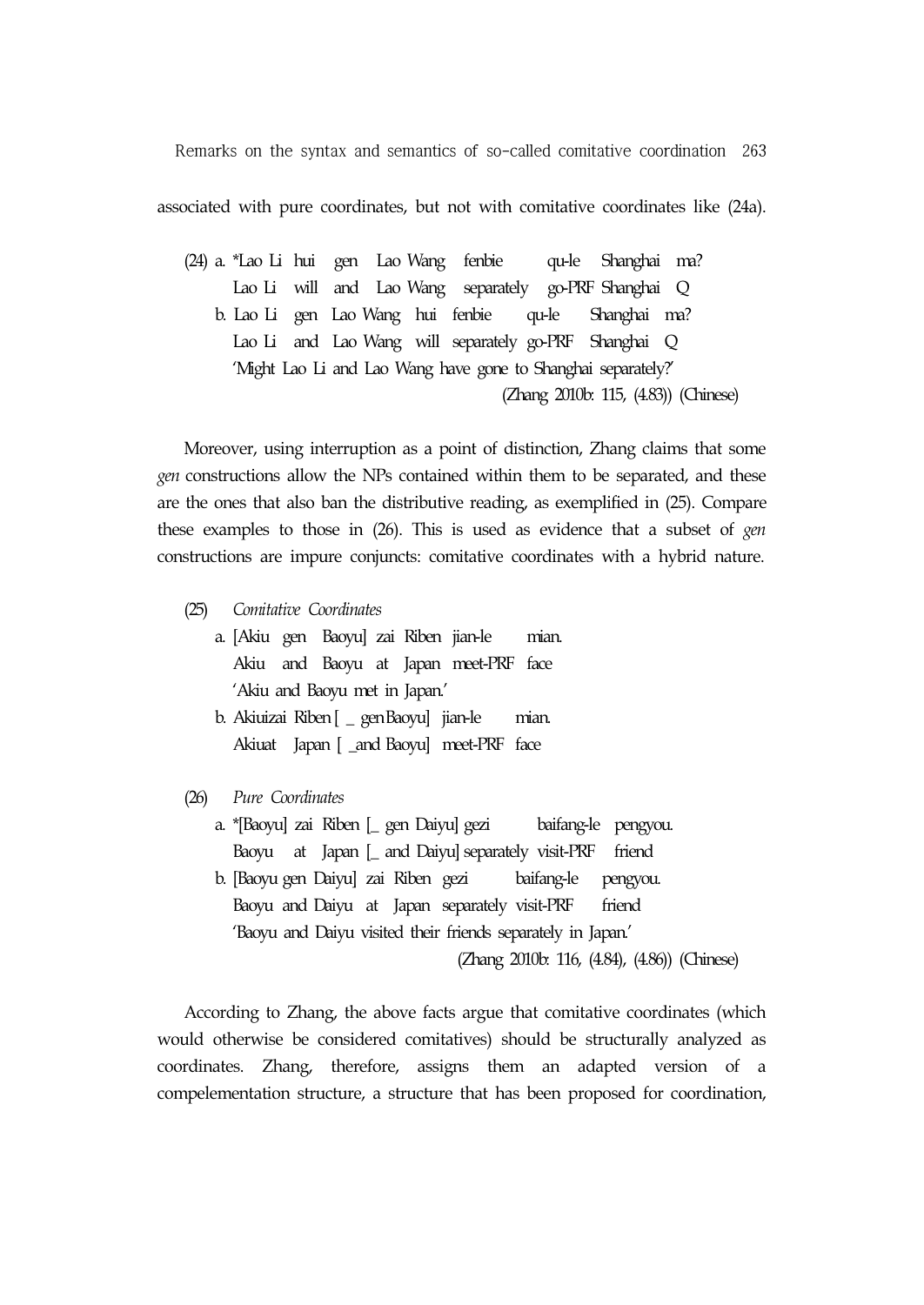associated with pure coordinates, but not with comitative coordinates like (24a).

(24) a. *Lao Li hui gen Lao Wang fenbie qu-le Shanghai ma?
       Lao Li will and Lao Wang separately go-PRF Shanghai Q
    b. Lao Li gen Lao Wang hui fenbie qu-le Shanghai ma?
       Lao Li and Lao Wang will separately go-PRF Shanghai Q
       'Might Lao Li and Lao Wang have gone to Shanghai separately?'
       (Zhang 2010b: 115, (4.83)) (Chinese)

Moreover, using interruption as a point of distinction, Zhang claims that some *gen* constructions allow the NPs contained within them to be separated, and these are the ones that also ban the distributive reading, as exemplified in (25). Compare these examples to those in (26). This is used as evidence that a subset of *gen* constructions are impure conjuncts: comitative coordinates with a hybrid nature.

(25) *Comitative Coordinates*
    a. [Akiu gen Baoyu] zai Riben jian-le mian.
       Akiu and Baoyu at Japan meet-PRF face
       'Akiu and Baoyu met in Japan.'
    b. Akiuizai Riben [ _ genBaoyu] jian-le mian.
       Akiuat Japan [ _and Baoyu] meet-PRF face

(26) *Pure Coordinates*
    a. *[Baoyu] zai Riben [_ gen Daiyu] gezi baifang-le pengyou.
       Baoyu at Japan [_ and Daiyu] separately visit-PRF friend
    b. [Baoyu gen Daiyu] zai Riben gezi baifang-le pengyou.
       Baoyu and Daiyu at Japan separately visit-PRF friend
       'Baoyu and Daiyu visited their friends separately in Japan.'
       (Zhang 2010b: 116, (4.84), (4.86)) (Chinese)

According to Zhang, the above facts argue that comitative coordinates (which would otherwise be considered comitatives) should be structurally analyzed as coordinates. Zhang, therefore, assigns them an adapted version of a compelementation structure, a structure that has been proposed for coordination,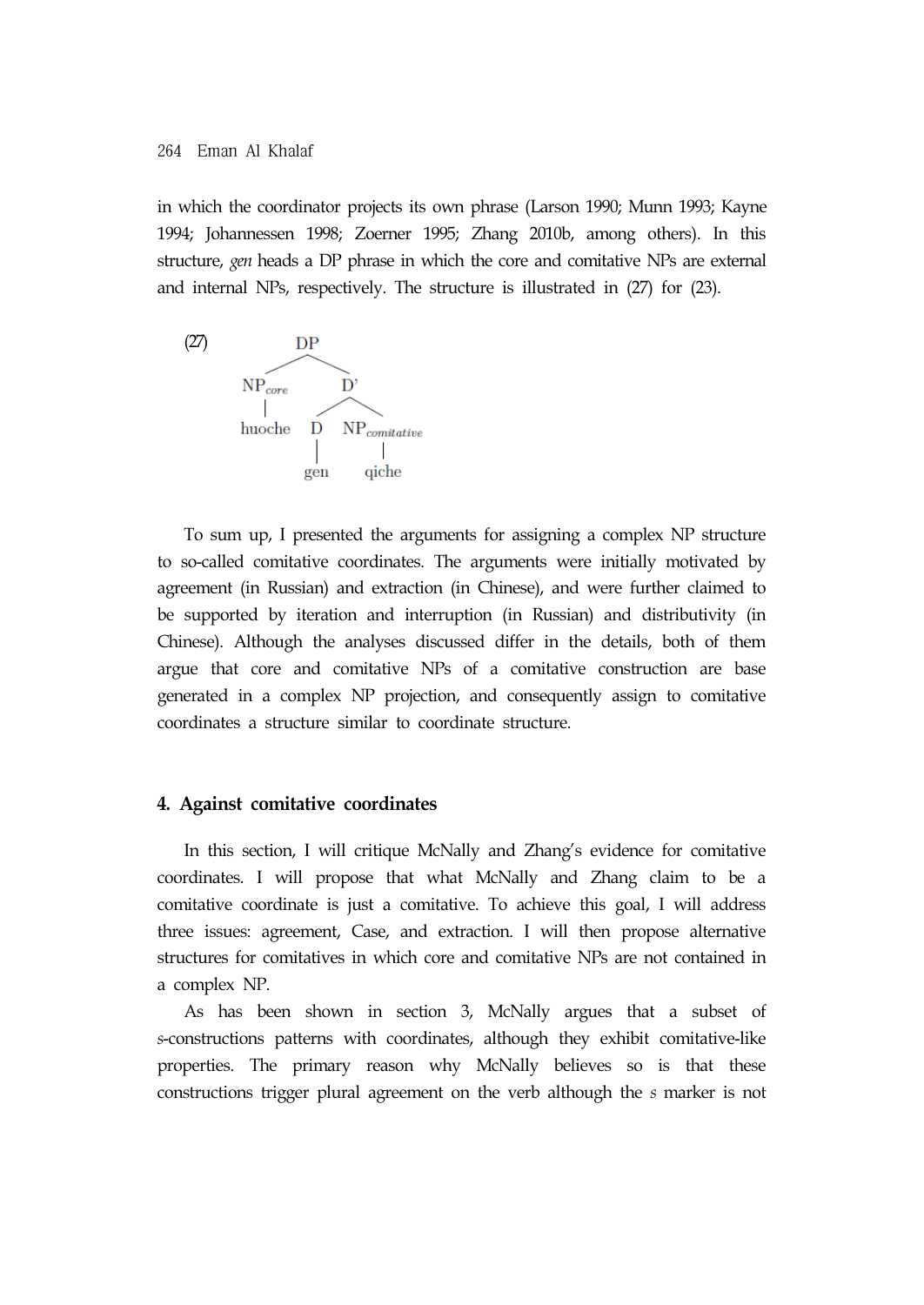in which the coordinator projects its own phrase (Larson 1990; Munn 1993; Kayne 1994; Johannessen 1998; Zoerner 1995; Zhang 2010b, among others). In this structure, *gen* heads a DP phrase in which the core and comitative NPs are external and internal NPs, respectively. The structure is illustrated in (27) for (23).

(27)

```
            DP
          /    \
    NP_core     D'
       |       /  \
    huoche    D    NP_comitative
              |         |
             gen      qiche
```

To sum up, I presented the arguments for assigning a complex NP structure to so-called comitative coordinates. The arguments were initially motivated by agreement (in Russian) and extraction (in Chinese), and were further claimed to be supported by iteration and interruption (in Russian) and distributivity (in Chinese). Although the analyses discussed differ in the details, both of them argue that core and comitative NPs of a comitative construction are base generated in a complex NP projection, and consequently assign to comitative coordinates a structure similar to coordinate structure.

## 4. Against comitative coordinates

In this section, I will critique McNally and Zhang's evidence for comitative coordinates. I will propose that what McNally and Zhang claim to be a comitative coordinate is just a comitative. To achieve this goal, I will address three issues: agreement, Case, and extraction. I will then propose alternative structures for comitatives in which core and comitative NPs are not contained in a complex NP.

As has been shown in section 3, McNally argues that a subset of *s*-constructions patterns with coordinates, although they exhibit comitative-like properties. The primary reason why McNally believes so is that these constructions trigger plural agreement on the verb although the *s* marker is not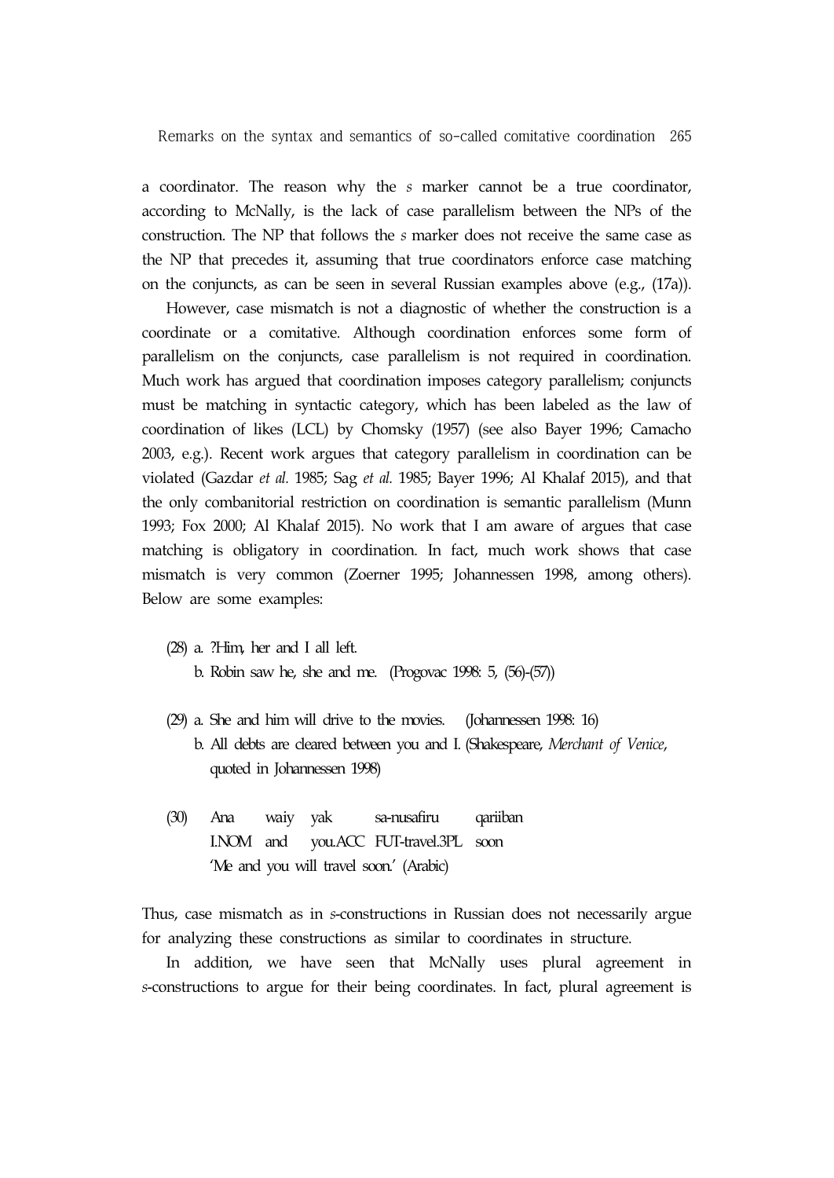a coordinator. The reason why the *s* marker cannot be a true coordinator, according to McNally, is the lack of case parallelism between the NPs of the construction. The NP that follows the *s* marker does not receive the same case as the NP that precedes it, assuming that true coordinators enforce case matching on the conjuncts, as can be seen in several Russian examples above (e.g., (17a)).

However, case mismatch is not a diagnostic of whether the construction is a coordinate or a comitative. Although coordination enforces some form of parallelism on the conjuncts, case parallelism is not required in coordination. Much work has argued that coordination imposes category parallelism; conjuncts must be matching in syntactic category, which has been labeled as the law of coordination of likes (LCL) by Chomsky (1957) (see also Bayer 1996; Camacho 2003, e.g.). Recent work argues that category parallelism in coordination can be violated (Gazdar *et al.* 1985; Sag *et al.* 1985; Bayer 1996; Al Khalaf 2015), and that the only combanitorial restriction on coordination is semantic parallelism (Munn 1993; Fox 2000; Al Khalaf 2015). No work that I am aware of argues that case matching is obligatory in coordination. In fact, much work shows that case mismatch is very common (Zoerner 1995; Johannessen 1998, among others). Below are some examples:

(28) a. ?Him, her and I all left.
     b. Robin saw he, she and me. (Progovac 1998: 5, (56)-(57))

(29) a. She and him will drive to the movies. (Johannessen 1998: 16)
     b. All debts are cleared between you and I. (Shakespeare, *Merchant of Venice*, quoted in Johannessen 1998)

(30) Ana waiy yak sa-nusafiru qariiban
     I.NOM and you.ACC FUT-travel.3PL soon
     'Me and you will travel soon.' (Arabic)

Thus, case mismatch as in *s*-constructions in Russian does not necessarily argue for analyzing these constructions as similar to coordinates in structure.

In addition, we have seen that McNally uses plural agreement in *s*-constructions to argue for their being coordinates. In fact, plural agreement is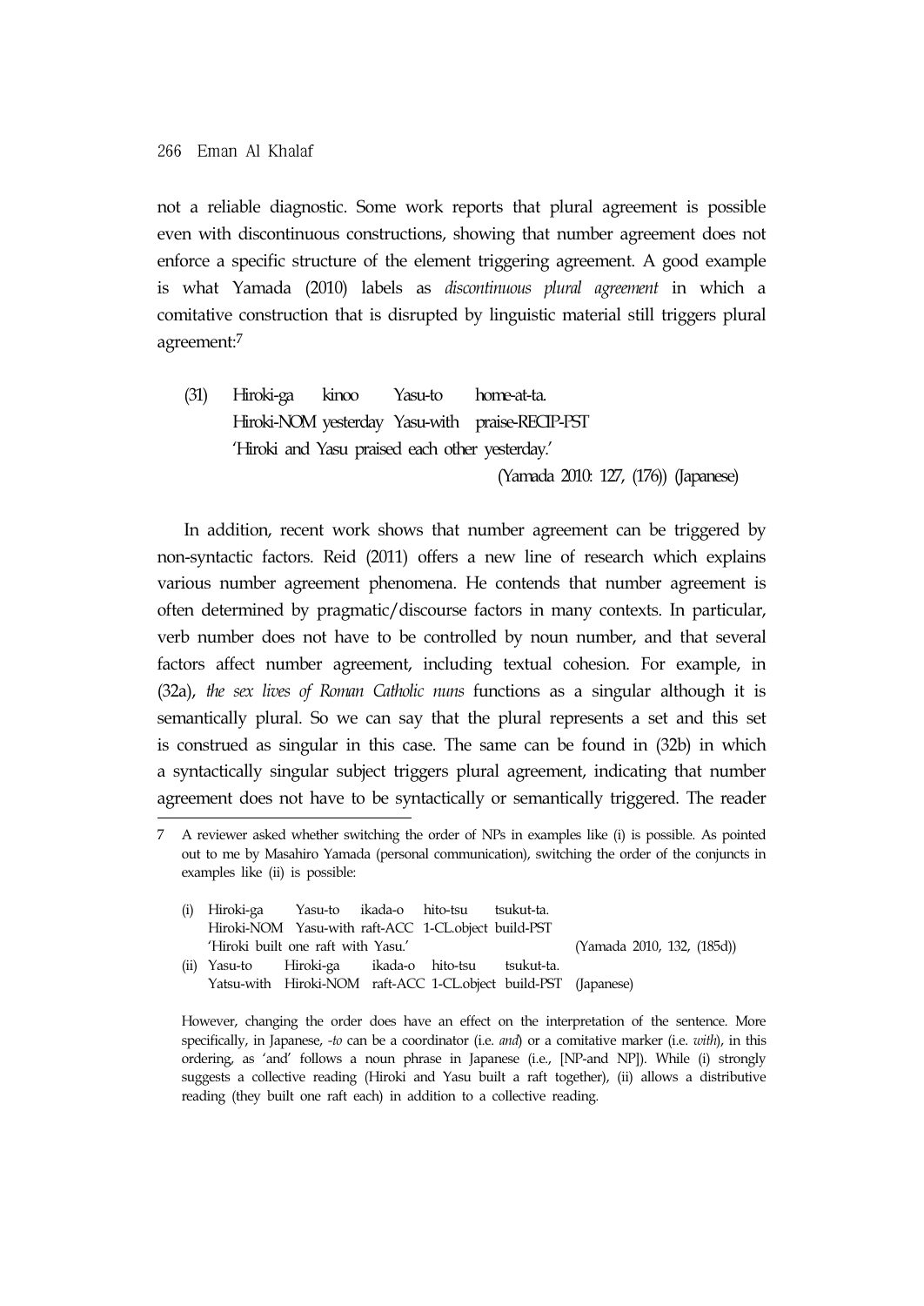not a reliable diagnostic. Some work reports that plural agreement is possible even with discontinuous constructions, showing that number agreement does not enforce a specific structure of the element triggering agreement. A good example is what Yamada (2010) labels as *discontinuous plural agreement* in which a comitative construction that is disrupted by linguistic material still triggers plural agreement:[7]

(31) Hiroki-ga kinoo Yasu-to home-at-ta.
     Hiroki-NOM yesterday Yasu-with praise-RECIP-PST
     'Hiroki and Yasu praised each other yesterday.'
     (Yamada 2010: 127, (176)) (Japanese)

In addition, recent work shows that number agreement can be triggered by non-syntactic factors. Reid (2011) offers a new line of research which explains various number agreement phenomena. He contends that number agreement is often determined by pragmatic/discourse factors in many contexts. In particular, verb number does not have to be controlled by noun number, and that several factors affect number agreement, including textual cohesion. For example, in (32a), *the sex lives of Roman Catholic nuns* functions as a singular although it is semantically plural. So we can say that the plural represents a set and this set is construed as singular in this case. The same can be found in (32b) in which a syntactically singular subject triggers plural agreement, indicating that number agreement does not have to be syntactically or semantically triggered. The reader

---

7 A reviewer asked whether switching the order of NPs in examples like (i) is possible. As pointed out to me by Masahiro Yamada (personal communication), switching the order of the conjuncts in examples like (ii) is possible:

(i) Hiroki-ga Yasu-to ikada-o hito-tsu tsukut-ta.
    Hiroki-NOM Yasu-with raft-ACC 1-CL.object build-PST
    'Hiroki built one raft with Yasu.' (Yamada 2010, 132, (185d))

(ii) Yasu-to Hiroki-ga ikada-o hito-tsu tsukut-ta.
     Yatsu-with Hiroki-NOM raft-ACC 1-CL.object build-PST (Japanese)

However, changing the order does have an effect on the interpretation of the sentence. More specifically, in Japanese, *-to* can be a coordinator (i.e. *and*) or a comitative marker (i.e. *with*), in this ordering, as 'and' follows a noun phrase in Japanese (i.e., [NP-and NP]). While (i) strongly suggests a collective reading (Hiroki and Yasu built a raft together), (ii) allows a distributive reading (they built one raft each) in addition to a collective reading.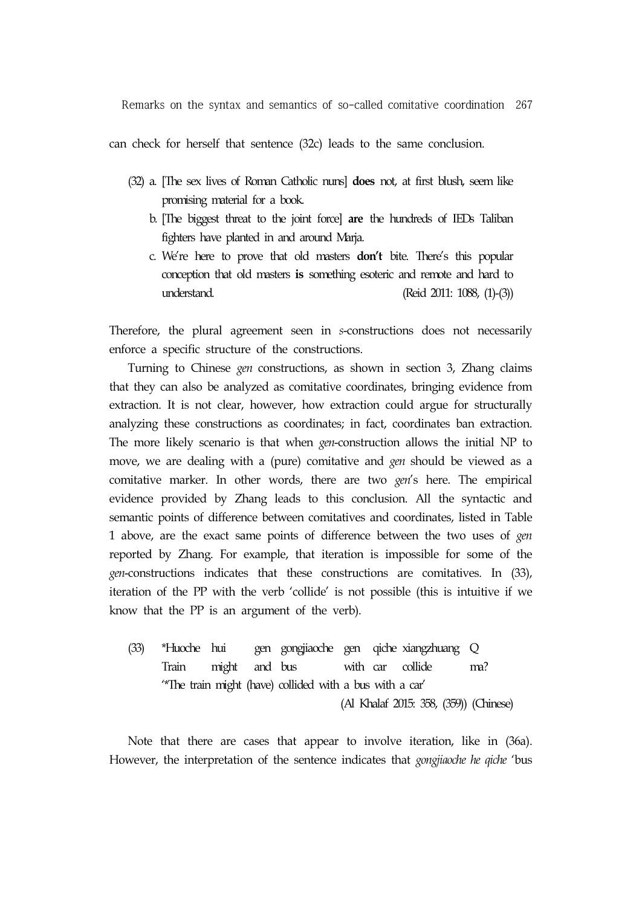can check for herself that sentence (32c) leads to the same conclusion.

(32) a. [The sex lives of Roman Catholic nuns] **does** not, at first blush, seem like promising material for a book.

b. [The biggest threat to the joint force] **are** the hundreds of IEDs Taliban fighters have planted in and around Marja.

c. We're here to prove that old masters **don't** bite. There's this popular conception that old masters **is** something esoteric and remote and hard to understand. (Reid 2011: 1088, (1)-(3))

Therefore, the plural agreement seen in *s*-constructions does not necessarily enforce a specific structure of the constructions.

Turning to Chinese *gen* constructions, as shown in section 3, Zhang claims that they can also be analyzed as comitative coordinates, bringing evidence from extraction. It is not clear, however, how extraction could argue for structurally analyzing these constructions as coordinates; in fact, coordinates ban extraction. The more likely scenario is that when *gen*-construction allows the initial NP to move, we are dealing with a (pure) comitative and *gen* should be viewed as a comitative marker. In other words, there are two *gen*'s here. The empirical evidence provided by Zhang leads to this conclusion. All the syntactic and semantic points of difference between comitatives and coordinates, listed in Table 1 above, are the exact same points of difference between the two uses of *gen* reported by Zhang. For example, that iteration is impossible for some of the *gen*-constructions indicates that these constructions are comitatives. In (33), iteration of the PP with the verb 'collide' is not possible (this is intuitive if we know that the PP is an argument of the verb).

(33) *Huoche hui gen gongjiaoche gen qiche xiangzhuang Q
Train might and bus with car collide ma?
'*The train might (have) collided with a bus with a car'
(Al Khalaf 2015: 358, (359)) (Chinese)

Note that there are cases that appear to involve iteration, like in (36a). However, the interpretation of the sentence indicates that *gongjiaoche he qiche* 'bus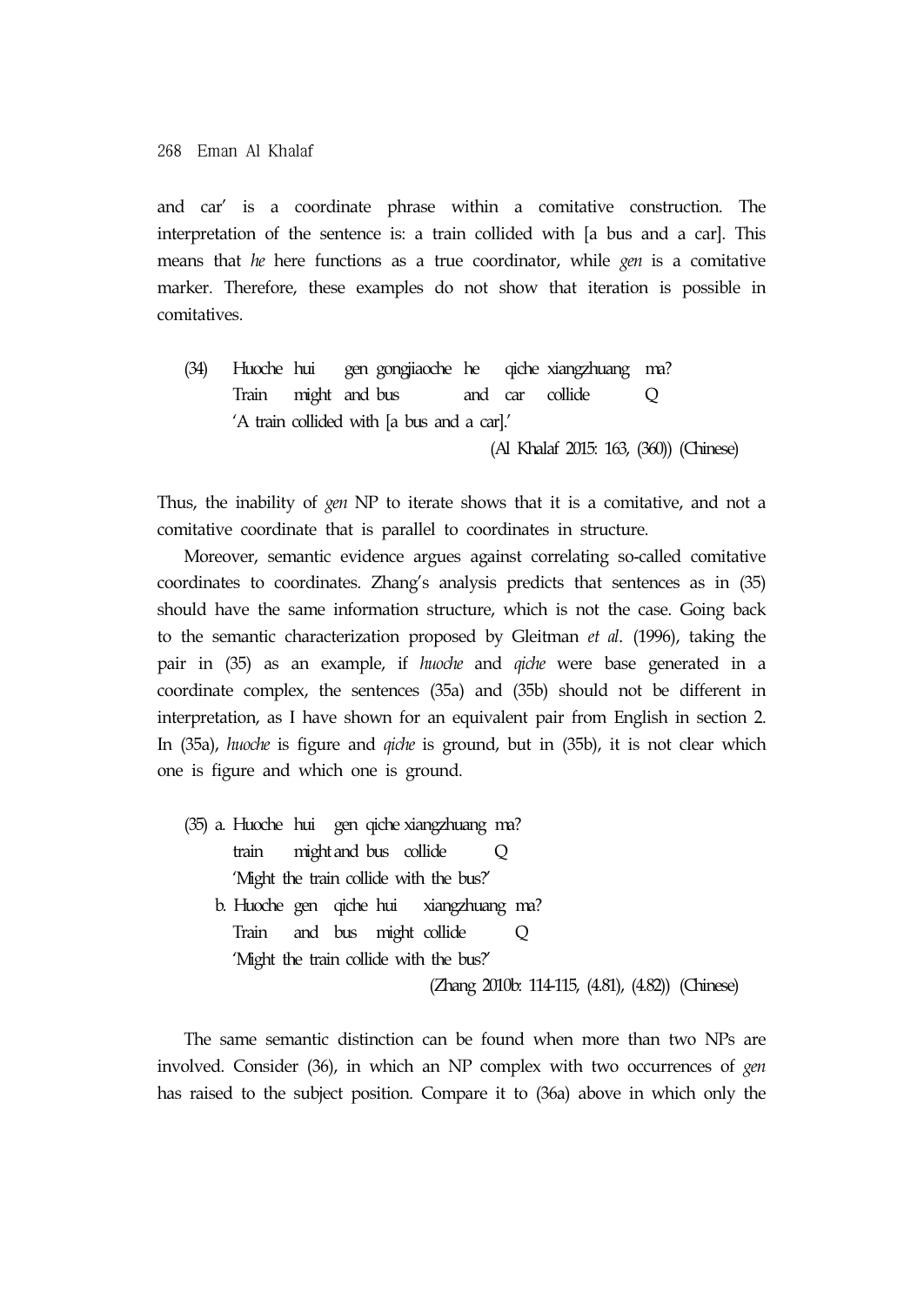and car' is a coordinate phrase within a comitative construction. The interpretation of the sentence is: a train collided with [a bus and a car]. This means that *he* here functions as a true coordinator, while *gen* is a comitative marker. Therefore, these examples do not show that iteration is possible in comitatives.

(34) Huoche hui gen gongjiaoche he qiche xiangzhuang ma?
Train might and bus and car collide Q
'A train collided with [a bus and a car].'
(Al Khalaf 2015: 163, (360)) (Chinese)

Thus, the inability of *gen* NP to iterate shows that it is a comitative, and not a comitative coordinate that is parallel to coordinates in structure.

Moreover, semantic evidence argues against correlating so-called comitative coordinates to coordinates. Zhang's analysis predicts that sentences as in (35) should have the same information structure, which is not the case. Going back to the semantic characterization proposed by Gleitman *et al*. (1996), taking the pair in (35) as an example, if *huoche* and *qiche* were base generated in a coordinate complex, the sentences (35a) and (35b) should not be different in interpretation, as I have shown for an equivalent pair from English in section 2. In (35a), *huoche* is figure and *qiche* is ground, but in (35b), it is not clear which one is figure and which one is ground.

(35) a. Huoche hui gen qiche xiangzhuang ma?
train might and bus collide Q
'Might the train collide with the bus?'
b. Huoche gen qiche hui xiangzhuang ma?
Train and bus might collide Q
'Might the train collide with the bus?'
(Zhang 2010b: 114-115, (4.81), (4.82)) (Chinese)

The same semantic distinction can be found when more than two NPs are involved. Consider (36), in which an NP complex with two occurrences of *gen* has raised to the subject position. Compare it to (36a) above in which only the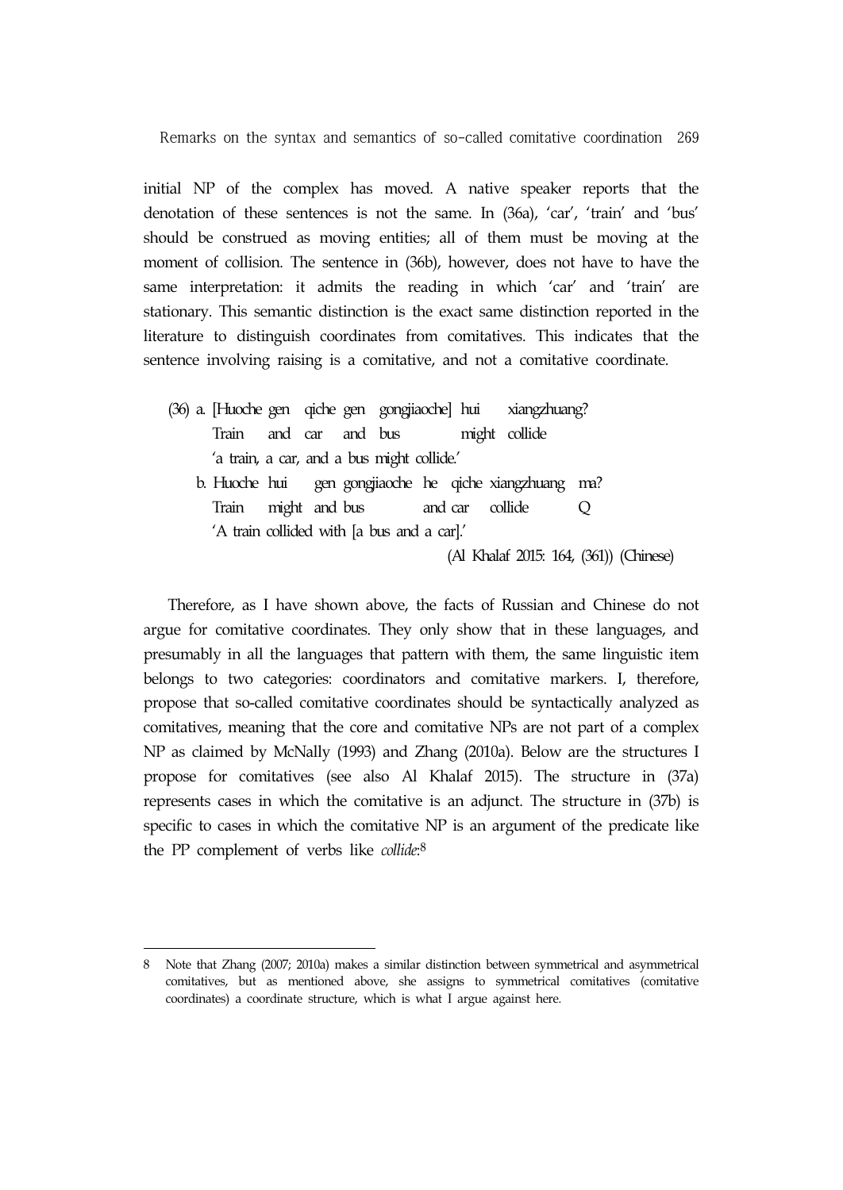initial NP of the complex has moved. A native speaker reports that the denotation of these sentences is not the same. In (36a), 'car', 'train' and 'bus' should be construed as moving entities; all of them must be moving at the moment of collision. The sentence in (36b), however, does not have to have the same interpretation: it admits the reading in which 'car' and 'train' are stationary. This semantic distinction is the exact same distinction reported in the literature to distinguish coordinates from comitatives. This indicates that the sentence involving raising is a comitative, and not a comitative coordinate.

(36) a. [Huoche gen qiche gen gongjiaoche] hui xiangzhuang?
Train and car and bus might collide
'a train, a car, and a bus might collide.'

b. Huoche hui gen gongjiaoche he qiche xiangzhuang ma?
Train might and bus and car collide Q
'A train collided with [a bus and a car].'

(Al Khalaf 2015: 164, (361)) (Chinese)

Therefore, as I have shown above, the facts of Russian and Chinese do not argue for comitative coordinates. They only show that in these languages, and presumably in all the languages that pattern with them, the same linguistic item belongs to two categories: coordinators and comitative markers. I, therefore, propose that so-called comitative coordinates should be syntactically analyzed as comitatives, meaning that the core and comitative NPs are not part of a complex NP as claimed by McNally (1993) and Zhang (2010a). Below are the structures I propose for comitatives (see also Al Khalaf 2015). The structure in (37a) represents cases in which the comitative is an adjunct. The structure in (37b) is specific to cases in which the comitative NP is an argument of the predicate like the PP complement of verbs like *collide*:[8]

---

8 Note that Zhang (2007; 2010a) makes a similar distinction between symmetrical and asymmetrical comitatives, but as mentioned above, she assigns to symmetrical comitatives (comitative coordinates) a coordinate structure, which is what I argue against here.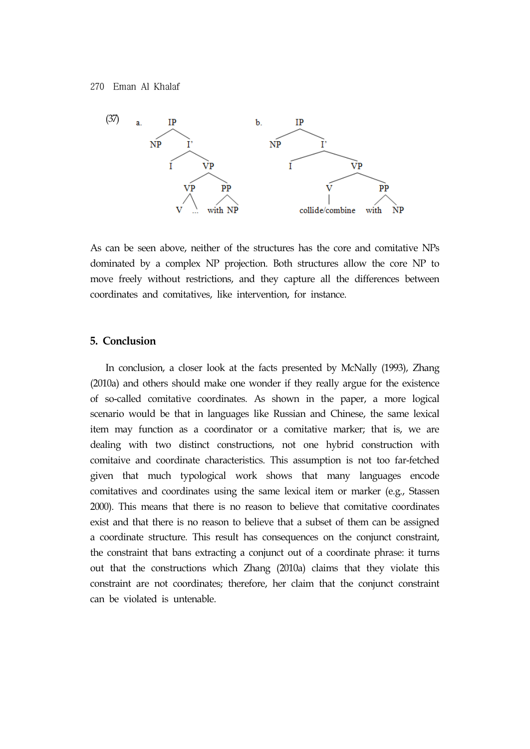(37) a. [IP NP [I' I [VP [VP V ...] [PP with NP]]]]

b. [IP NP [I' I [VP [V collide/combine] [PP with NP]]]]

As can be seen above, neither of the structures has the core and comitative NPs dominated by a complex NP projection. Both structures allow the core NP to move freely without restrictions, and they capture all the differences between coordinates and comitatives, like intervention, for instance.

## 5. Conclusion

In conclusion, a closer look at the facts presented by McNally (1993), Zhang (2010a) and others should make one wonder if they really argue for the existence of so-called comitative coordinates. As shown in the paper, a more logical scenario would be that in languages like Russian and Chinese, the same lexical item may function as a coordinator or a comitative marker; that is, we are dealing with two distinct constructions, not one hybrid construction with comitaive and coordinate characteristics. This assumption is not too far-fetched given that much typological work shows that many languages encode comitatives and coordinates using the same lexical item or marker (e.g., Stassen 2000). This means that there is no reason to believe that comitative coordinates exist and that there is no reason to believe that a subset of them can be assigned a coordinate structure. This result has consequences on the conjunct constraint, the constraint that bans extracting a conjunct out of a coordinate phrase: it turns out that the constructions which Zhang (2010a) claims that they violate this constraint are not coordinates; therefore, her claim that the conjunct constraint can be violated is untenable.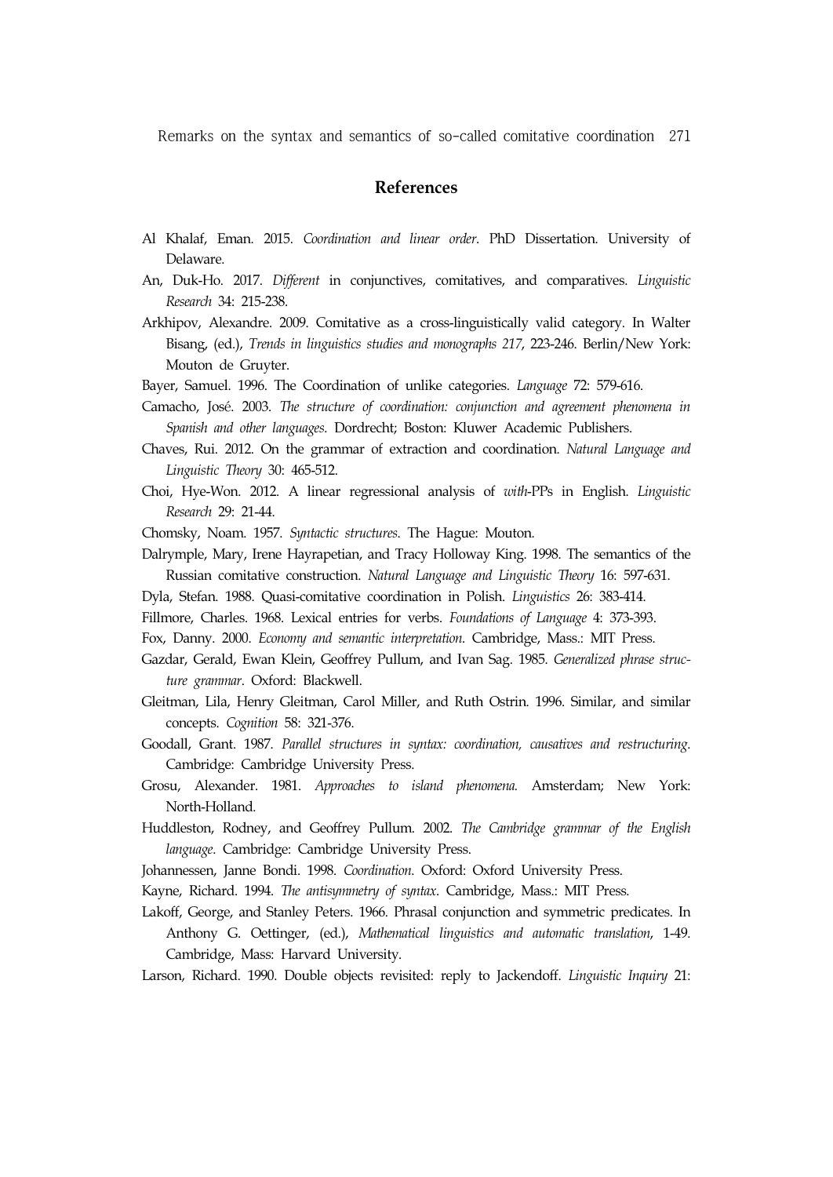## References

Al Khalaf, Eman. 2015. *Coordination and linear order*. PhD Dissertation. University of Delaware.

An, Duk-Ho. 2017. *Different* in conjunctives, comitatives, and comparatives. *Linguistic Research* 34: 215-238.

Arkhipov, Alexandre. 2009. Comitative as a cross-linguistically valid category. In Walter Bisang, (ed.), *Trends in linguistics studies and monographs 217*, 223-246. Berlin/New York: Mouton de Gruyter.

Bayer, Samuel. 1996. The Coordination of unlike categories. *Language* 72: 579-616.

Camacho, José. 2003. *The structure of coordination: conjunction and agreement phenomena in Spanish and other languages*. Dordrecht; Boston: Kluwer Academic Publishers.

Chaves, Rui. 2012. On the grammar of extraction and coordination. *Natural Language and Linguistic Theory* 30: 465-512.

Choi, Hye-Won. 2012. A linear regressional analysis of *with*-PPs in English. *Linguistic Research* 29: 21-44.

Chomsky, Noam. 1957. *Syntactic structures*. The Hague: Mouton.

Dalrymple, Mary, Irene Hayrapetian, and Tracy Holloway King. 1998. The semantics of the Russian comitative construction. *Natural Language and Linguistic Theory* 16: 597-631.

Dyla, Stefan. 1988. Quasi-comitative coordination in Polish. *Linguistics* 26: 383-414.

Fillmore, Charles. 1968. Lexical entries for verbs. *Foundations of Language* 4: 373-393.

Fox, Danny. 2000. *Economy and semantic interpretation*. Cambridge, Mass.: MIT Press.

Gazdar, Gerald, Ewan Klein, Geoffrey Pullum, and Ivan Sag. 1985. *Generalized phrase structure grammar*. Oxford: Blackwell.

Gleitman, Lila, Henry Gleitman, Carol Miller, and Ruth Ostrin. 1996. Similar, and similar concepts. *Cognition* 58: 321-376.

Goodall, Grant. 1987. *Parallel structures in syntax: coordination, causatives and restructuring*. Cambridge: Cambridge University Press.

Grosu, Alexander. 1981. *Approaches to island phenomena.* Amsterdam; New York: North-Holland.

Huddleston, Rodney, and Geoffrey Pullum. 2002. *The Cambridge grammar of the English language*. Cambridge: Cambridge University Press.

Johannessen, Janne Bondi. 1998. *Coordination*. Oxford: Oxford University Press.

Kayne, Richard. 1994. *The antisymmetry of syntax*. Cambridge, Mass.: MIT Press.

Lakoff, George, and Stanley Peters. 1966. Phrasal conjunction and symmetric predicates. In Anthony G. Oettinger, (ed.), *Mathematical linguistics and automatic translation*, 1-49. Cambridge, Mass: Harvard University.

Larson, Richard. 1990. Double objects revisited: reply to Jackendoff. *Linguistic Inquiry* 21: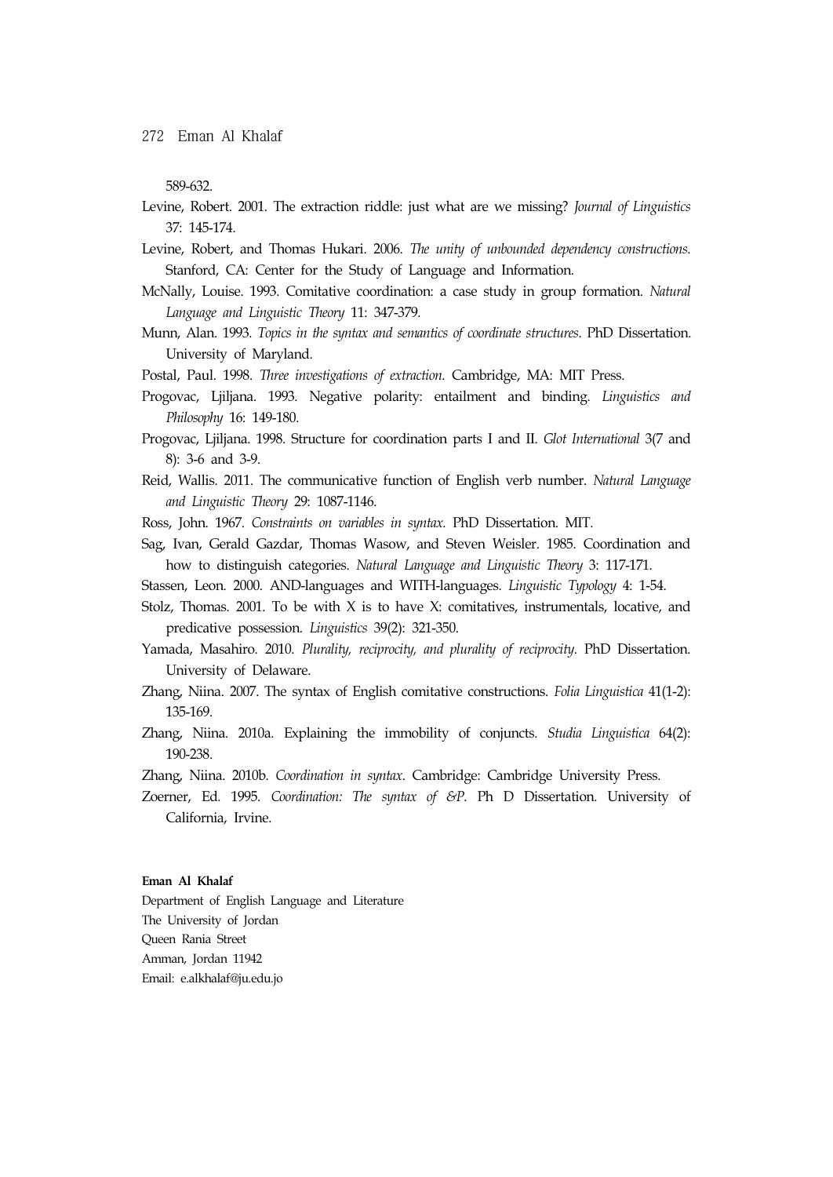589-632.

Levine, Robert. 2001. The extraction riddle: just what are we missing? *Journal of Linguistics* 37: 145-174.

Levine, Robert, and Thomas Hukari. 2006. *The unity of unbounded dependency constructions*. Stanford, CA: Center for the Study of Language and Information.

McNally, Louise. 1993. Comitative coordination: a case study in group formation. *Natural Language and Linguistic Theory* 11: 347-379.

Munn, Alan. 1993. *Topics in the syntax and semantics of coordinate structures*. PhD Dissertation. University of Maryland.

Postal, Paul. 1998. *Three investigations of extraction*. Cambridge, MA: MIT Press.

Progovac, Ljiljana. 1993. Negative polarity: entailment and binding. *Linguistics and Philosophy* 16: 149-180.

Progovac, Ljiljana. 1998. Structure for coordination parts I and II. *Glot International* 3(7 and 8): 3-6 and 3-9.

Reid, Wallis. 2011. The communicative function of English verb number. *Natural Language and Linguistic Theory* 29: 1087-1146.

Ross, John. 1967. *Constraints on variables in syntax*. PhD Dissertation. MIT.

Sag, Ivan, Gerald Gazdar, Thomas Wasow, and Steven Weisler. 1985. Coordination and how to distinguish categories. *Natural Language and Linguistic Theory* 3: 117-171.

Stassen, Leon. 2000. AND-languages and WITH-languages. *Linguistic Typology* 4: 1-54.

Stolz, Thomas. 2001. To be with X is to have X: comitatives, instrumentals, locative, and predicative possession. *Linguistics* 39(2): 321-350.

Yamada, Masahiro. 2010. *Plurality, reciprocity, and plurality of reciprocity*. PhD Dissertation. University of Delaware.

Zhang, Niina. 2007. The syntax of English comitative constructions. *Folia Linguistica* 41(1-2): 135-169.

Zhang, Niina. 2010a. Explaining the immobility of conjuncts. *Studia Linguistica* 64(2): 190-238.

Zhang, Niina. 2010b. *Coordination in syntax*. Cambridge: Cambridge University Press.

Zoerner, Ed. 1995. *Coordination: The syntax of &P*. Ph D Dissertation. University of California, Irvine.

**Eman Al Khalaf**
Department of English Language and Literature
The University of Jordan
Queen Rania Street
Amman, Jordan 11942
Email: e.alkhalaf@ju.edu.jo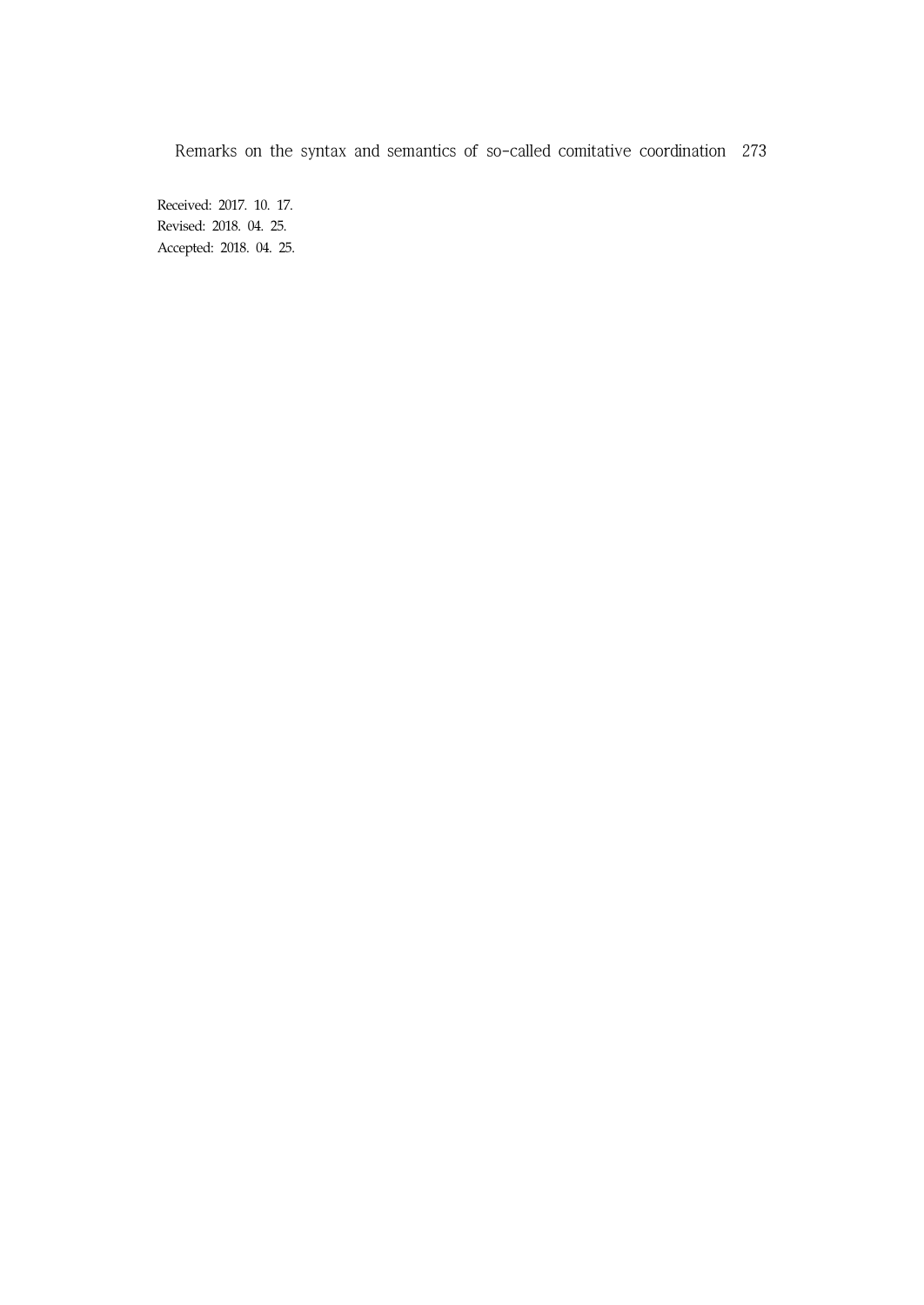Received: 2017. 10. 17.
Revised: 2018. 04. 25.
Accepted: 2018. 04. 25.